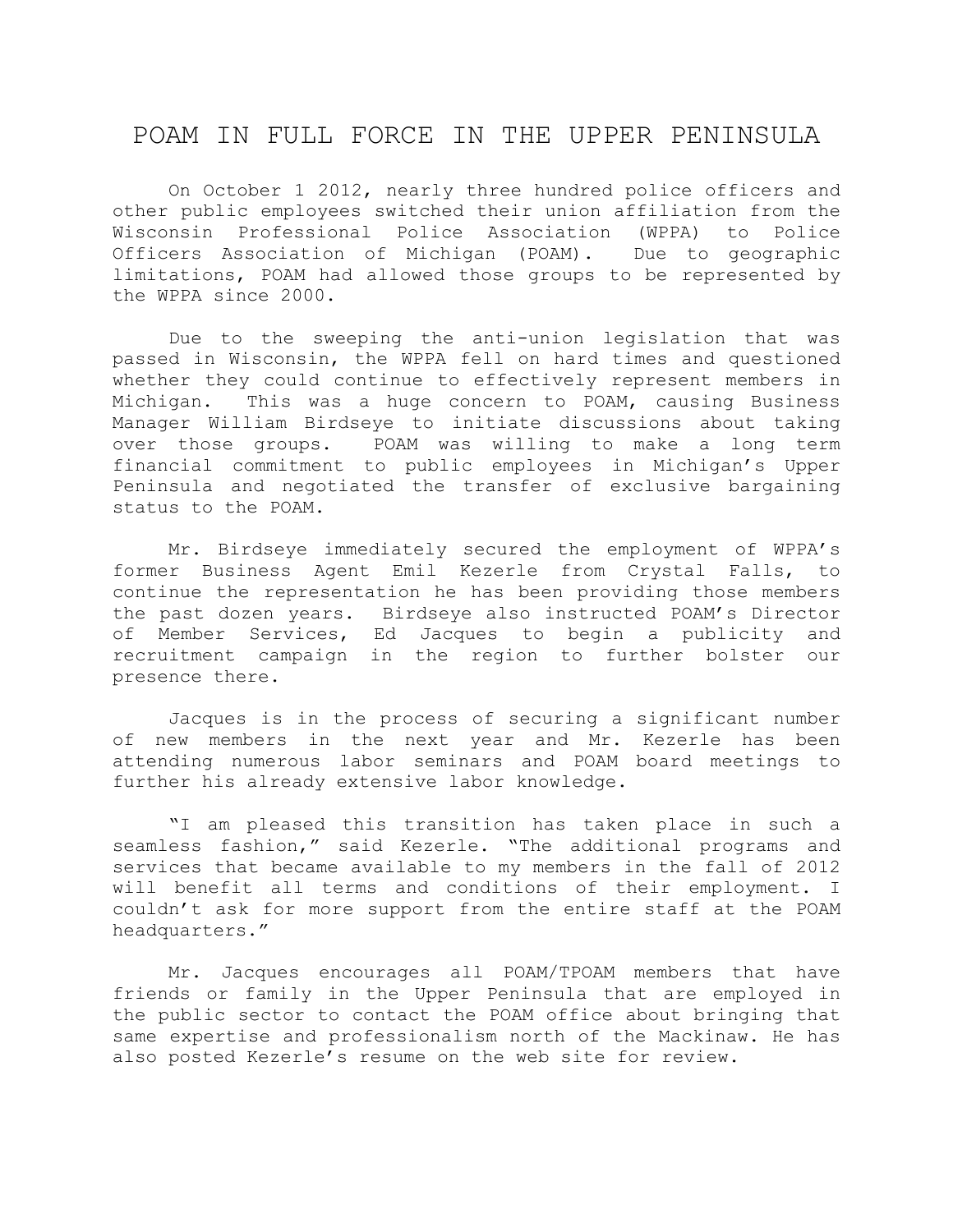# POAM IN FULL FORCE IN THE UPPER PENINSULA

On October 1 2012, nearly three hundred police officers and other public employees switched their union affiliation from the Wisconsin Professional Police Association (WPPA) to Police Officers Association of Michigan (POAM). Due to geographic limitations, POAM had allowed those groups to be represented by the WPPA since 2000.

Due to the sweeping the anti-union legislation that was passed in Wisconsin, the WPPA fell on hard times and questioned whether they could continue to effectively represent members in Michigan. This was a huge concern to POAM, causing Business Manager William Birdseye to initiate discussions about taking over those groups. POAM was willing to make a long term financial commitment to public employees in Michigan's Upper Peninsula and negotiated the transfer of exclusive bargaining status to the POAM.

Mr. Birdseye immediately secured the employment of WPPA's former Business Agent Emil Kezerle from Crystal Falls, to continue the representation he has been providing those members the past dozen years. Birdseye also instructed POAM's Director of Member Services, Ed Jacques to begin a publicity and recruitment campaign in the region to further bolster our presence there.

Jacques is in the process of securing a significant number of new members in the next year and Mr. Kezerle has been attending numerous labor seminars and POAM board meetings to further his already extensive labor knowledge.

"I am pleased this transition has taken place in such a seamless fashion," said Kezerle. "The additional programs and services that became available to my members in the fall of 2012 will benefit all terms and conditions of their employment. I couldn't ask for more support from the entire staff at the POAM headquarters."

Mr. Jacques encourages all POAM/TPOAM members that have friends or family in the Upper Peninsula that are employed in the public sector to contact the POAM office about bringing that same expertise and professionalism north of the Mackinaw. He has also posted Kezerle's resume on the web site for review.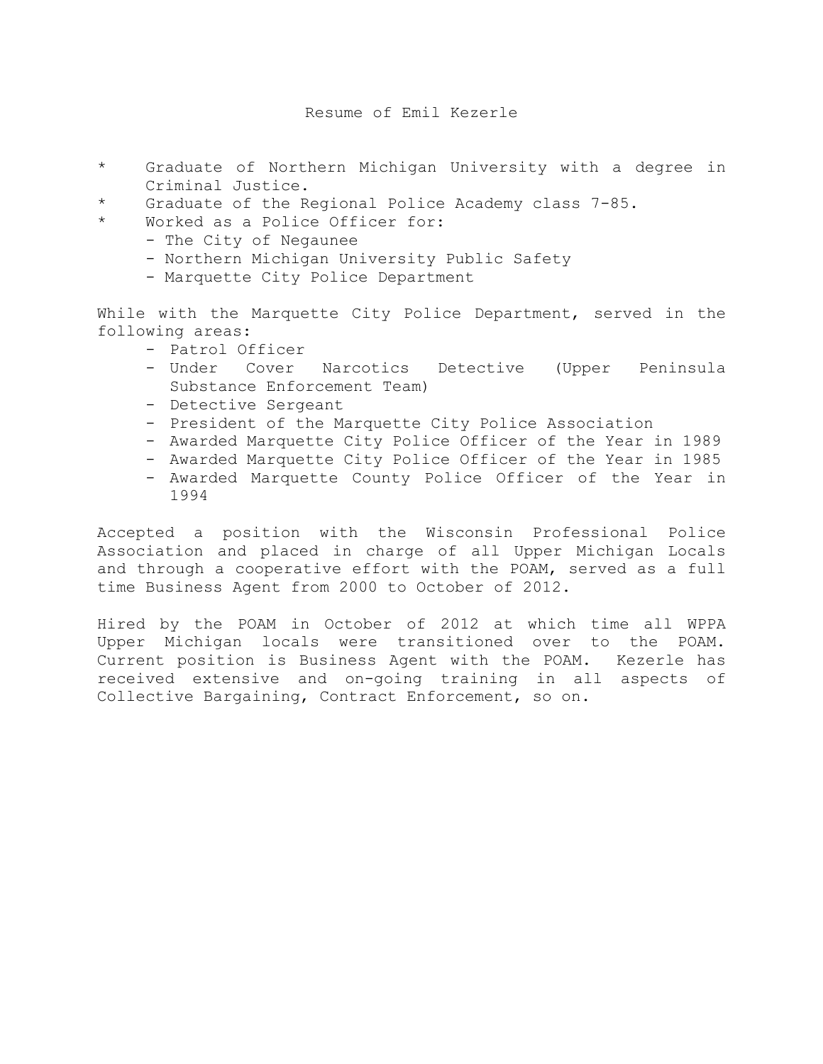# Resume of Emil Kezerle

* Graduate of Northern Michigan University with a degree in Criminal Justice.
* Graduate of the Regional Police Academy class 7-85.
* Worked as a Police Officer for:
  - The City of Negaunee
  - Northern Michigan University Public Safety
  - Marquette City Police Department

While with the Marquette City Police Department, served in the following areas:

- Patrol Officer
- Under Cover Narcotics Detective (Upper Peninsula Substance Enforcement Team)
- Detective Sergeant
- President of the Marquette City Police Association
- Awarded Marquette City Police Officer of the Year in 1989
- Awarded Marquette City Police Officer of the Year in 1985
- Awarded Marquette County Police Officer of the Year in 1994

Accepted a position with the Wisconsin Professional Police Association and placed in charge of all Upper Michigan Locals and through a cooperative effort with the POAM, served as a full time Business Agent from 2000 to October of 2012.

Hired by the POAM in October of 2012 at which time all WPPA Upper Michigan locals were transitioned over to the POAM. Current position is Business Agent with the POAM. Kezerle has received extensive and on-going training in all aspects of Collective Bargaining, Contract Enforcement, so on.